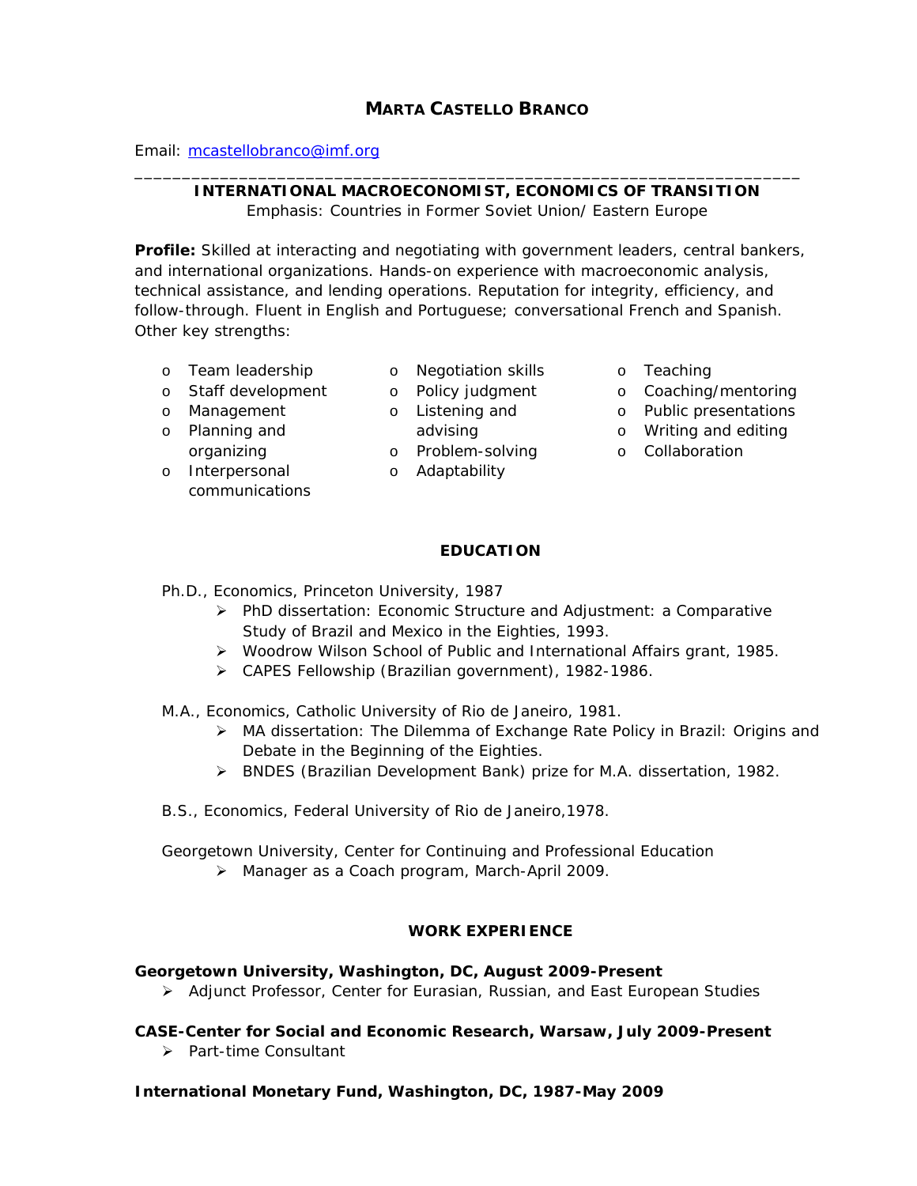# MARTA CASTELLO BRANCO

Email: mcastellobranco@imf.org

---

**INTERNATIONAL MACROECONOMIST, ECONOMICS OF TRANSITION**

Emphasis: Countries in Former Soviet Union/ Eastern Europe

**Profile:** Skilled at interacting and negotiating with government leaders, central bankers, and international organizations. Hands-on experience with macroeconomic analysis, technical assistance, and lending operations. Reputation for integrity, efficiency, and follow-through. Fluent in English and Portuguese; conversational French and Spanish. Other key strengths:

- Team leadership
- Staff development
- Management
- Planning and organizing
- Interpersonal communications
- Negotiation skills
- Policy judgment
- Listening and advising
- Problem-solving
- Adaptability
- Teaching
- Coaching/mentoring
- Public presentations
- Writing and editing
- Collaboration

## EDUCATION

Ph.D., Economics, Princeton University, 1987

- PhD dissertation: Economic Structure and Adjustment: a Comparative Study of Brazil and Mexico in the Eighties, 1993.
- Woodrow Wilson School of Public and International Affairs grant, 1985.
- CAPES Fellowship (Brazilian government), 1982-1986.

M.A., Economics, Catholic University of Rio de Janeiro, 1981.

- MA dissertation: The Dilemma of Exchange Rate Policy in Brazil: Origins and Debate in the Beginning of the Eighties.
- BNDES (Brazilian Development Bank) prize for M.A. dissertation, 1982.

B.S., Economics, Federal University of Rio de Janeiro,1978.

Georgetown University, Center for Continuing and Professional Education

- Manager as a Coach program, March-April 2009.

## WORK EXPERIENCE

**Georgetown University, Washington, DC, August 2009-Present**

- Adjunct Professor, Center for Eurasian, Russian, and East European Studies

**CASE-Center for Social and Economic Research, Warsaw, July 2009-Present**

- Part-time Consultant

**International Monetary Fund, Washington, DC, 1987-May 2009**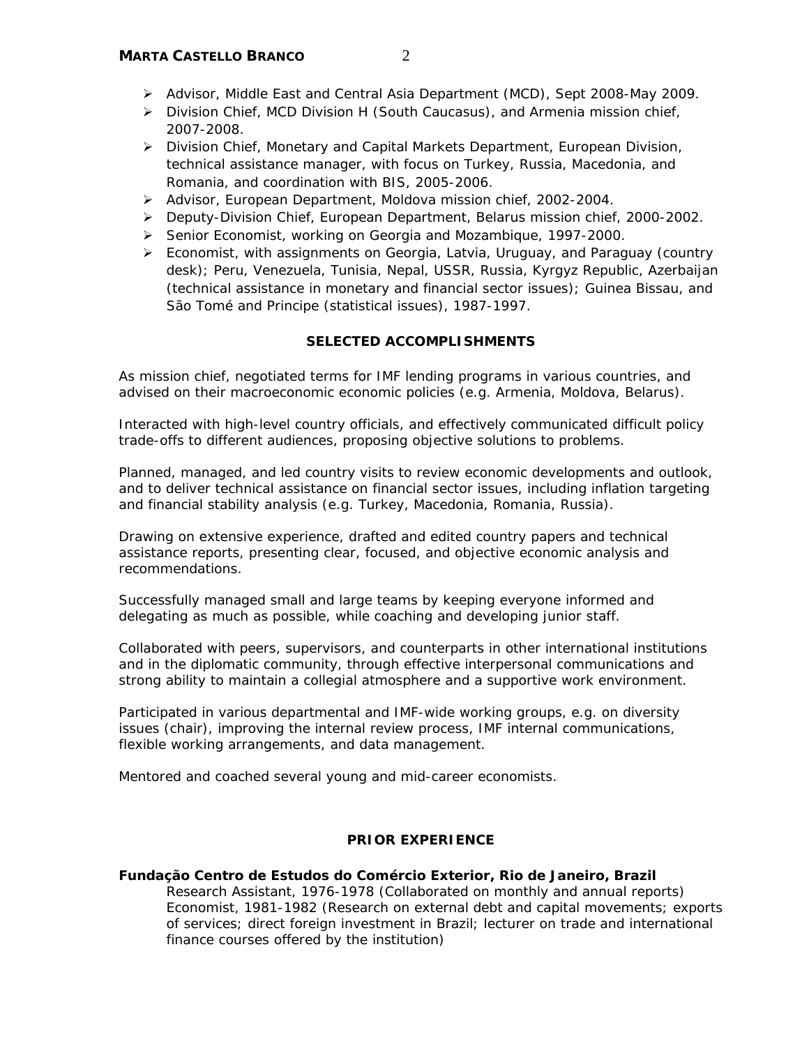- Advisor, Middle East and Central Asia Department (MCD), Sept 2008-May 2009.
- Division Chief, MCD Division H (South Caucasus), and Armenia mission chief, 2007-2008.
- Division Chief, Monetary and Capital Markets Department, European Division, technical assistance manager, with focus on Turkey, Russia, Macedonia, and Romania, and coordination with BIS, 2005-2006.
- Advisor, European Department, Moldova mission chief, 2002-2004.
- Deputy-Division Chief, European Department, Belarus mission chief, 2000-2002.
- Senior Economist, working on Georgia and Mozambique, 1997-2000.
- Economist, with assignments on Georgia, Latvia, Uruguay, and Paraguay (country desk); Peru, Venezuela, Tunisia, Nepal, USSR, Russia, Kyrgyz Republic, Azerbaijan (technical assistance in monetary and financial sector issues); Guinea Bissau, and São Tomé and Principe (statistical issues), 1987-1997.

## SELECTED ACCOMPLISHMENTS

As mission chief, negotiated terms for IMF lending programs in various countries, and advised on their macroeconomic economic policies (e.g. Armenia, Moldova, Belarus).

Interacted with high-level country officials, and effectively communicated difficult policy trade-offs to different audiences, proposing objective solutions to problems.

Planned, managed, and led country visits to review economic developments and outlook, and to deliver technical assistance on financial sector issues, including inflation targeting and financial stability analysis (e.g. Turkey, Macedonia, Romania, Russia).

Drawing on extensive experience, drafted and edited country papers and technical assistance reports, presenting clear, focused, and objective economic analysis and recommendations.

Successfully managed small and large teams by keeping everyone informed and delegating as much as possible, while coaching and developing junior staff.

Collaborated with peers, supervisors, and counterparts in other international institutions and in the diplomatic community, through effective interpersonal communications and strong ability to maintain a collegial atmosphere and a supportive work environment.

Participated in various departmental and IMF-wide working groups, e.g. on diversity issues (chair), improving the internal review process, IMF internal communications, flexible working arrangements, and data management.

Mentored and coached several young and mid-career economists.

## PRIOR EXPERIENCE

**Fundação Centro de Estudos do Comércio Exterior, Rio de Janeiro, Brazil**

Research Assistant, 1976-1978 (Collaborated on monthly and annual reports)
Economist, 1981-1982 (Research on external debt and capital movements; exports of services; direct foreign investment in Brazil; lecturer on trade and international finance courses offered by the institution)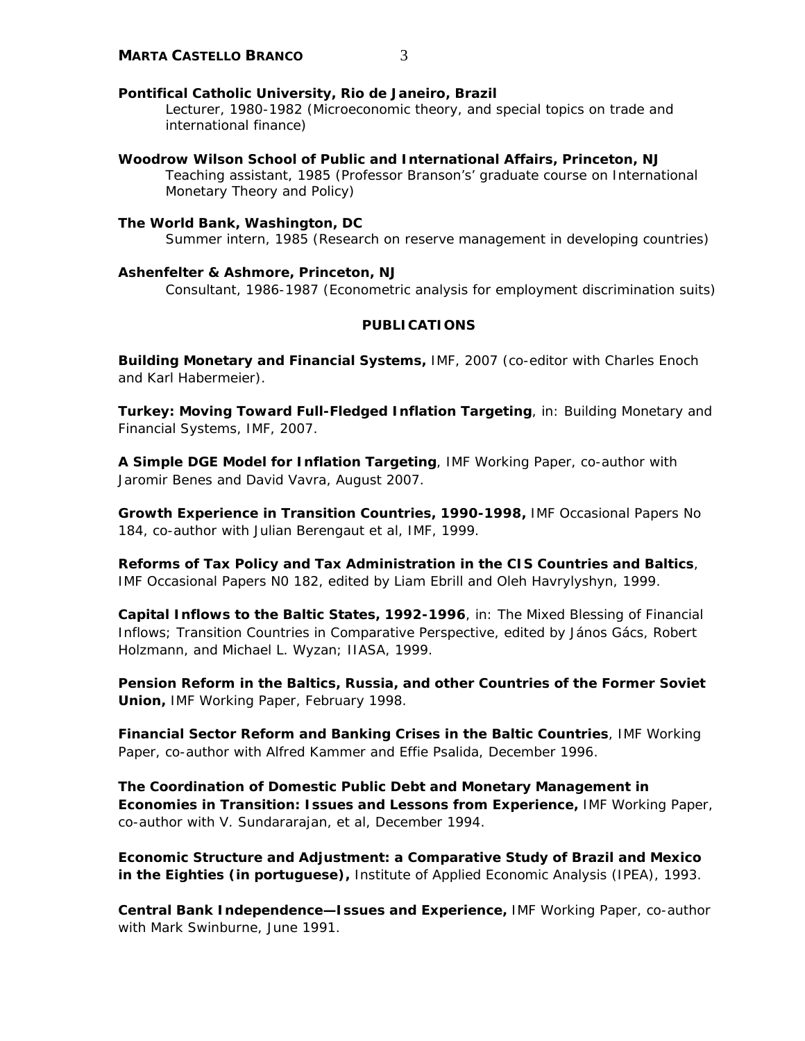**Pontifical Catholic University, Rio de Janeiro, Brazil**
Lecturer, 1980-1982 (Microeconomic theory, and special topics on trade and international finance)

**Woodrow Wilson School of Public and International Affairs, Princeton, NJ**
Teaching assistant, 1985 (Professor Branson's' graduate course on International Monetary Theory and Policy)

**The World Bank, Washington, DC**
Summer intern, 1985 (Research on reserve management in developing countries)

**Ashenfelter & Ashmore, Princeton, NJ**
Consultant, 1986-1987 (Econometric analysis for employment discrimination suits)

## PUBLICATIONS

**Building Monetary and Financial Systems,** IMF, 2007 (co-editor with Charles Enoch and Karl Habermeier).

**Turkey: Moving Toward Full-Fledged Inflation Targeting**, in: Building Monetary and Financial Systems, IMF, 2007.

**A Simple DGE Model for Inflation Targeting**, IMF Working Paper, co-author with Jaromir Benes and David Vavra, August 2007.

**Growth Experience in Transition Countries, 1990-1998,** IMF Occasional Papers No 184, co-author with Julian Berengaut et al, IMF, 1999.

**Reforms of Tax Policy and Tax Administration in the CIS Countries and Baltics**, IMF Occasional Papers N0 182, edited by Liam Ebrill and Oleh Havrylyshyn, 1999.

**Capital Inflows to the Baltic States, 1992-1996**, in: The Mixed Blessing of Financial Inflows; Transition Countries in Comparative Perspective, edited by János Gács, Robert Holzmann, and Michael L. Wyzan; IIASA, 1999.

**Pension Reform in the Baltics, Russia, and other Countries of the Former Soviet Union,** IMF Working Paper, February 1998.

**Financial Sector Reform and Banking Crises in the Baltic Countries**, IMF Working Paper, co-author with Alfred Kammer and Effie Psalida, December 1996.

**The Coordination of Domestic Public Debt and Monetary Management in Economies in Transition: Issues and Lessons from Experience,** IMF Working Paper, co-author with V. Sundararajan, et al, December 1994.

**Economic Structure and Adjustment: a Comparative Study of Brazil and Mexico in the Eighties (in portuguese),** Institute of Applied Economic Analysis (IPEA), 1993.

**Central Bank Independence—Issues and Experience,** IMF Working Paper, co-author with Mark Swinburne, June 1991.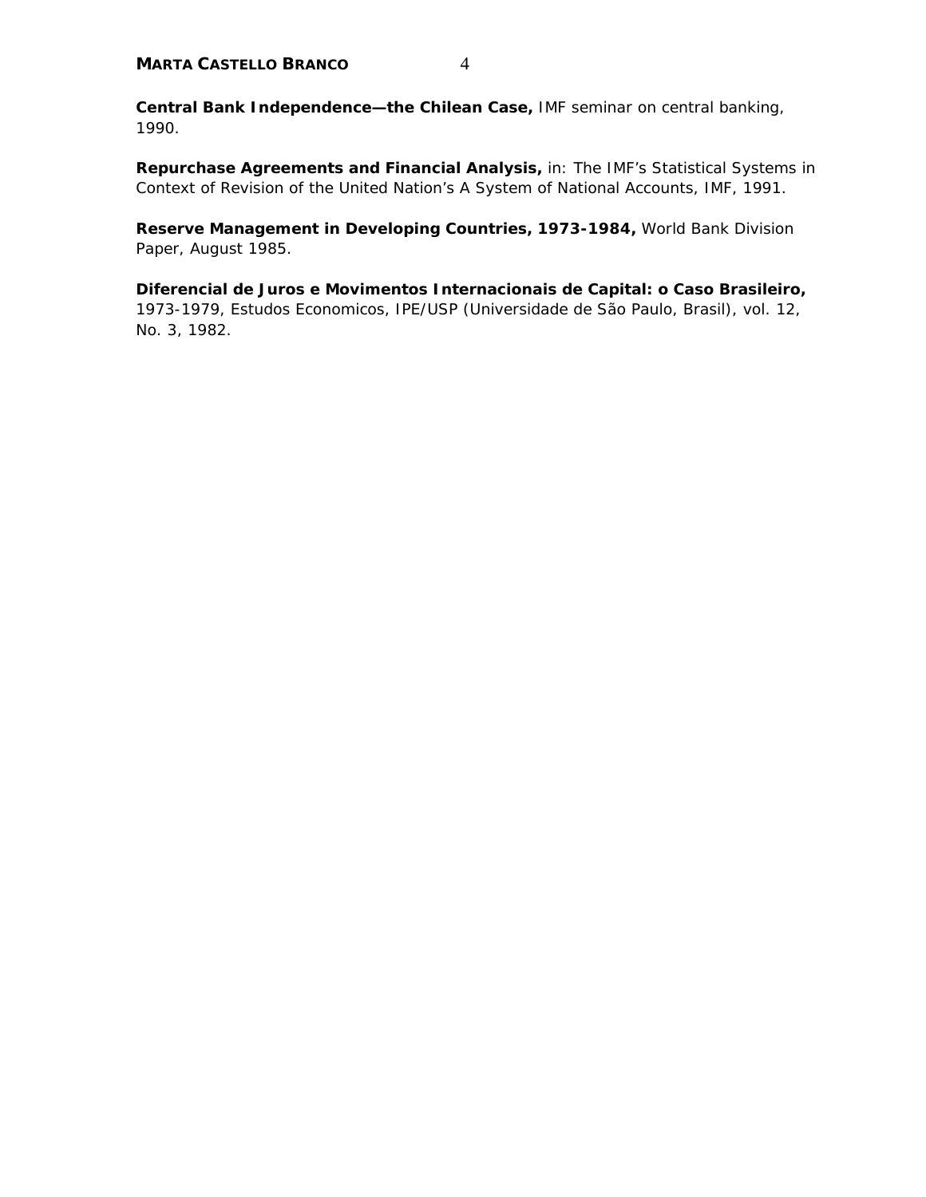**Central Bank Independence—the Chilean Case,** IMF seminar on central banking, 1990.

**Repurchase Agreements and Financial Analysis,** in: The IMF's Statistical Systems in Context of Revision of the United Nation's A System of National Accounts, IMF, 1991.

**Reserve Management in Developing Countries, 1973-1984,** World Bank Division Paper, August 1985.

**Diferencial de Juros e Movimentos Internacionais de Capital: o Caso Brasileiro,** 1973-1979, Estudos Economicos, IPE/USP (Universidade de São Paulo, Brasil), vol. 12, No. 3, 1982.